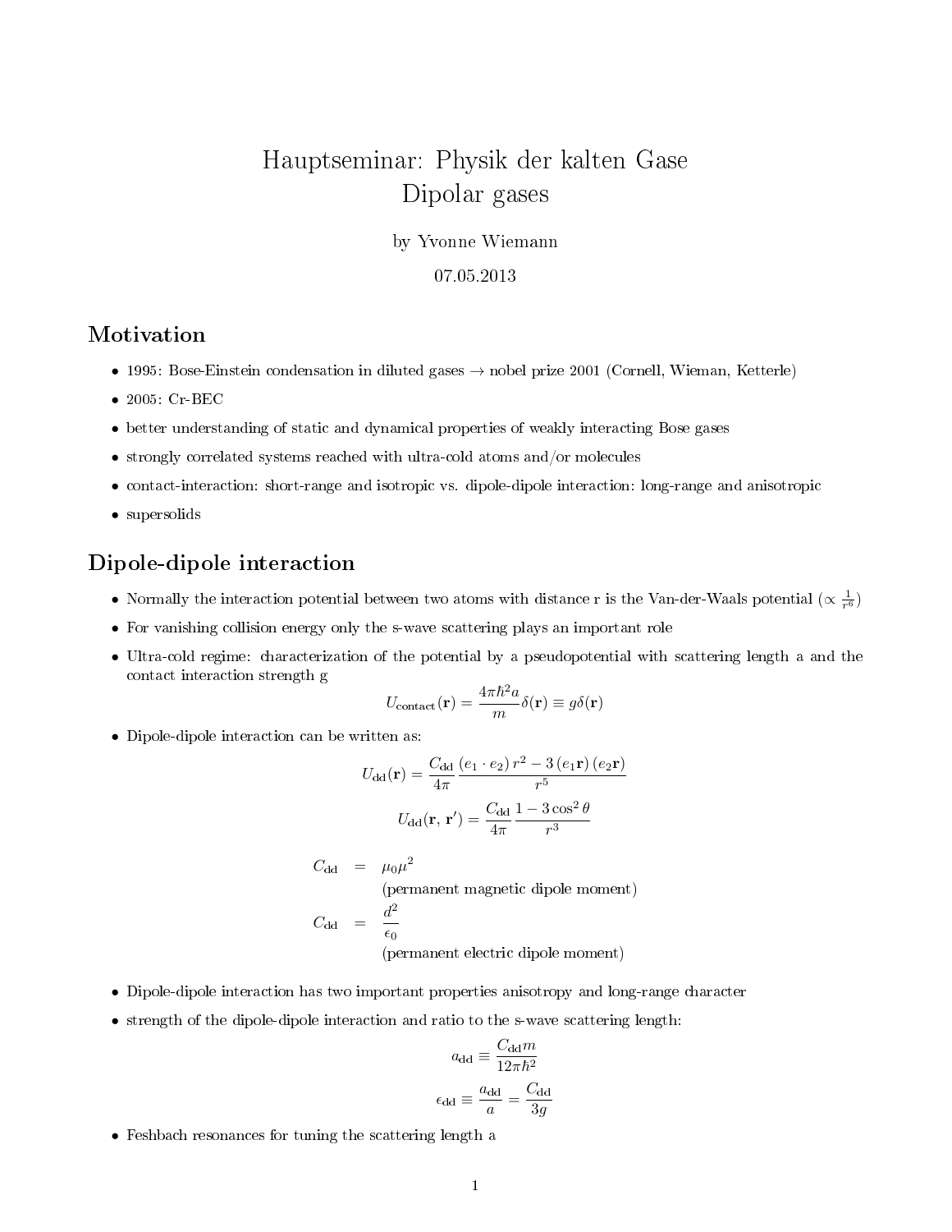# Hauptseminar: Physik der kalten Gase
# Dipolar gases

by Yvonne Wiemann

07.05.2013

## Motivation

- 1995: Bose-Einstein condensation in diluted gases → nobel prize 2001 (Cornell, Wieman, Ketterle)
- 2005: Cr-BEC
- better understanding of static and dynamical properties of weakly interacting Bose gases
- strongly correlated systems reached with ultra-cold atoms and/or molecules
- contact-interaction: short-range and isotropic vs. dipole-dipole interaction: long-range and anisotropic
- supersolids

## Dipole-dipole interaction

- Normally the interaction potential between two atoms with distance r is the Van-der-Waals potential ($\propto \frac{1}{r^6}$)
- For vanishing collision energy only the s-wave scattering plays an important role
- Ultra-cold regime: characterization of the potential by a pseudopotential with scattering length a and the contact interaction strength g

$$U_{\text{contact}}(\mathbf{r}) = \frac{4\pi\hbar^2 a}{m}\delta(\mathbf{r}) \equiv g\delta(\mathbf{r})$$

- Dipole-dipole interaction can be written as:

$$U_{\text{dd}}(\mathbf{r}) = \frac{C_{\text{dd}}}{4\pi}\frac{(e_1 \cdot e_2)\, r^2 - 3\,(e_1\mathbf{r})\,(e_2\mathbf{r})}{r^5}$$

$$U_{\text{dd}}(\mathbf{r},\, \mathbf{r}') = \frac{C_{\text{dd}}}{4\pi}\frac{1 - 3\cos^2\theta}{r^3}$$

$$C_{\text{dd}} = \mu_0\mu^2$$

(permanent magnetic dipole moment)

$$C_{\text{dd}} = \frac{d^2}{\epsilon_0}$$

(permanent electric dipole moment)

- Dipole-dipole interaction has two important properties anisotropy and long-range character
- strength of the dipole-dipole interaction and ratio to the s-wave scattering length:

$$a_{\text{dd}} \equiv \frac{C_{\text{dd}}m}{12\pi\hbar^2}$$

$$\epsilon_{\text{dd}} \equiv \frac{a_{\text{dd}}}{a} = \frac{C_{\text{dd}}}{3g}$$

- Feshbach resonances for tuning the scattering length a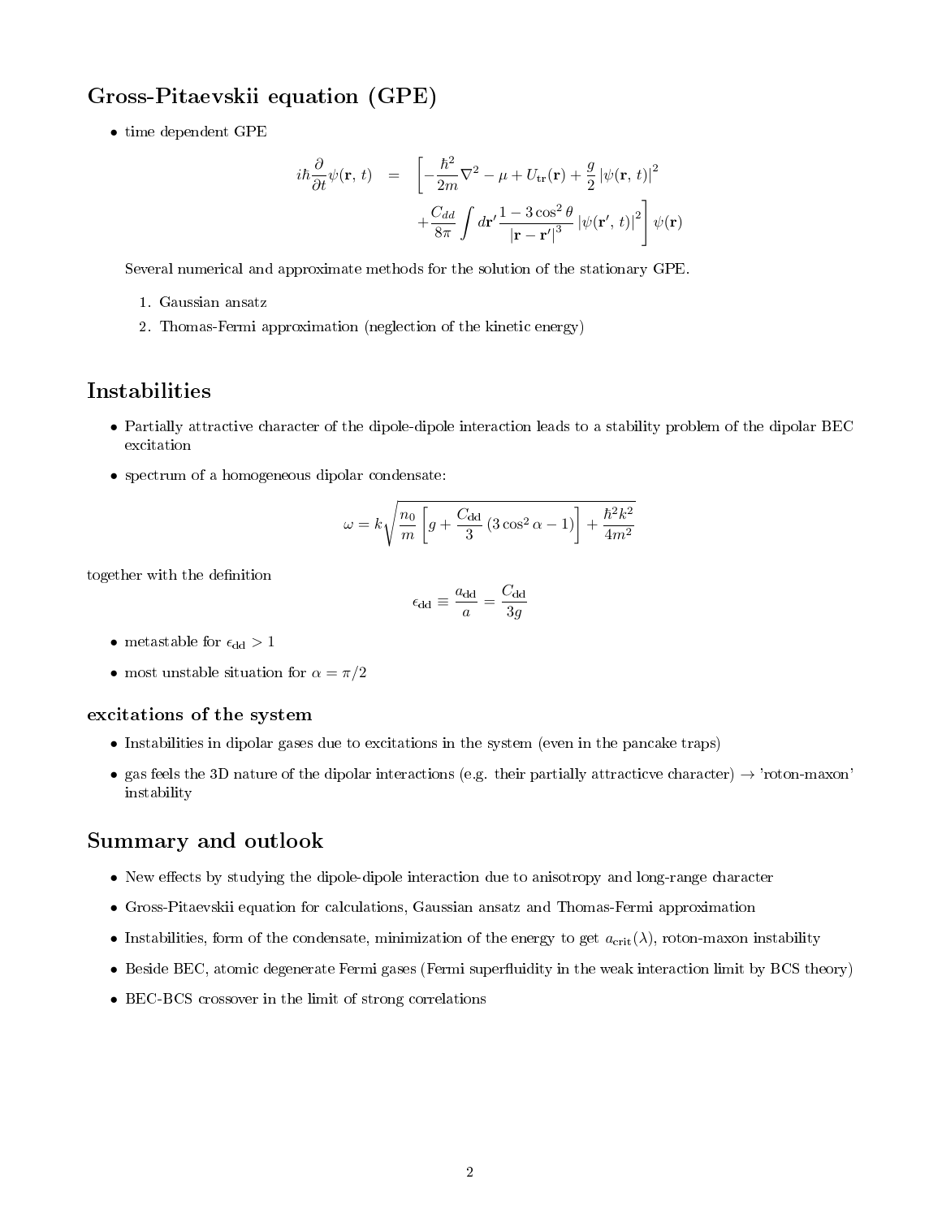## Gross-Pitaevskii equation (GPE)

- time dependent GPE

$$
\begin{aligned}
i\hbar\frac{\partial}{\partial t}\psi(\mathbf{r},\,t) \;\; &= \;\; \left[-\frac{\hbar^2}{2m}\nabla^2 - \mu + U_{\mathrm{tr}}(\mathbf{r}) + \frac{g}{2}\left|\psi(\mathbf{r},\,t)\right|^2 \right. \\
&\quad \left. + \frac{C_{dd}}{8\pi}\int d\mathbf{r}'\frac{1-3\cos^2\theta}{\left|\mathbf{r}-\mathbf{r}'\right|^3}\left|\psi(\mathbf{r}',\,t)\right|^2\right]\psi(\mathbf{r})
\end{aligned}
$$

Several numerical and approximate methods for the solution of the stationary GPE.

1. Gaussian ansatz
2. Thomas-Fermi approximation (neglection of the kinetic energy)

## Instabilities

- Partially attractive character of the dipole-dipole interaction leads to a stability problem of the dipolar BEC excitation
- spectrum of a homogeneous dipolar condensate:

$$
\omega = k\sqrt{\frac{n_0}{m}\left[g + \frac{C_{\mathrm{dd}}}{3}\left(3\cos^2\alpha - 1\right)\right] + \frac{\hbar^2 k^2}{4m^2}}
$$

together with the definition

$$
\epsilon_{\mathrm{dd}} \equiv \frac{a_{\mathrm{dd}}}{a} = \frac{C_{\mathrm{dd}}}{3g}
$$

- metastable for $\epsilon_{\mathrm{dd}} > 1$
- most unstable situation for $\alpha = \pi/2$

### excitations of the system

- Instabilities in dipolar gases due to excitations in the system (even in the pancake traps)
- gas feels the 3D nature of the dipolar interactions (e.g. their partially attracticve character) $\rightarrow$ 'roton-maxon' instability

## Summary and outlook

- New effects by studying the dipole-dipole interaction due to anisotropy and long-range character
- Gross-Pitaevskii equation for calculations, Gaussian ansatz and Thomas-Fermi approximation
- Instabilities, form of the condensate, minimization of the energy to get $a_{\mathrm{crit}}(\lambda)$, roton-maxon instability
- Beside BEC, atomic degenerate Fermi gases (Fermi superfluidity in the weak interaction limit by BCS theory)
- BEC-BCS crossover in the limit of strong correlations